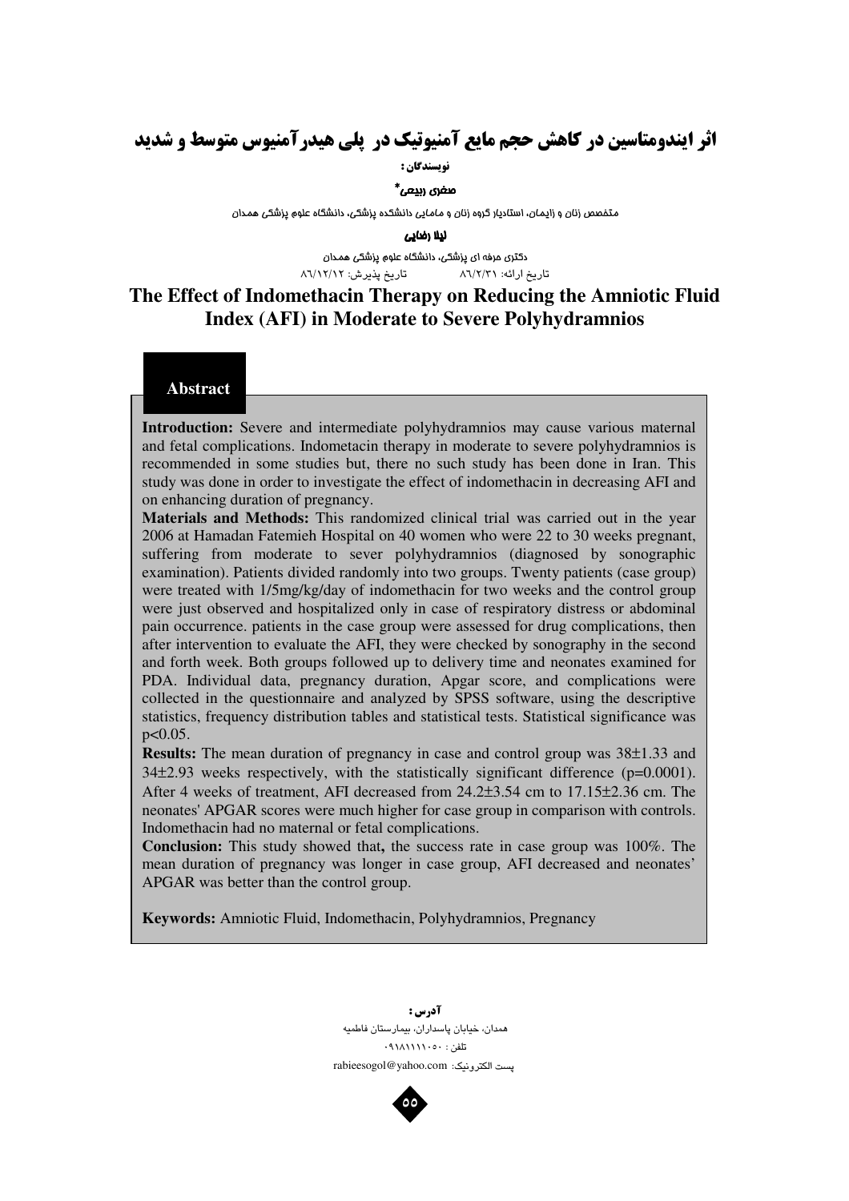# اثر ایندومتاسین در کاهش حجم مایع آمنیوتیک در پلی هیدرآمنیوس متوسط و شدید

**نویسندگان :**

**صغری ربیعی***

متخصص زنان و زایمان، استادیار گروه زنان و مامایی دانشکده پزشکی، دانشگاه علوم پزشکی همدان

**لیلا رضایی**

دکتری حرفه ای پزشکی، دانشگاه علوم پزشکی همدان

تاریخ ارائه: ۸۶/۲/۳۱ تاریخ پذیرش: ۸۶/۱۲/۱۲

# The Effect of Indomethacin Therapy on Reducing the Amniotic Fluid Index (AFI) in Moderate to Severe Polyhydramnios

## Abstract

**Introduction:** Severe and intermediate polyhydramnios may cause various maternal and fetal complications. Indometacin therapy in moderate to severe polyhydramnios is recommended in some studies but, there no such study has been done in Iran. This study was done in order to investigate the effect of indomethacin in decreasing AFI and on enhancing duration of pregnancy.

**Materials and Methods:** This randomized clinical trial was carried out in the year 2006 at Hamadan Fatemieh Hospital on 40 women who were 22 to 30 weeks pregnant, suffering from moderate to sever polyhydramnios (diagnosed by sonographic examination). Patients divided randomly into two groups. Twenty patients (case group) were treated with 1/5mg/kg/day of indomethacin for two weeks and the control group were just observed and hospitalized only in case of respiratory distress or abdominal pain occurrence. patients in the case group were assessed for drug complications, then after intervention to evaluate the AFI, they were checked by sonography in the second and forth week. Both groups followed up to delivery time and neonates examined for PDA. Individual data, pregnancy duration, Apgar score, and complications were collected in the questionnaire and analyzed by SPSS software, using the descriptive statistics, frequency distribution tables and statistical tests. Statistical significance was $p<0.05$.

**Results:** The mean duration of pregnancy in case and control group was 38±1.33 and 34±2.93 weeks respectively, with the statistically significant difference ($p=0.0001$). After 4 weeks of treatment, AFI decreased from 24.2±3.54 cm to 17.15±2.36 cm. The neonates' APGAR scores were much higher for case group in comparison with controls. Indomethacin had no maternal or fetal complications.

**Conclusion:** This study showed that**,** the success rate in case group was 100%. The mean duration of pregnancy was longer in case group, AFI decreased and neonates' APGAR was better than the control group.

**Keywords:** Amniotic Fluid, Indomethacin, Polyhydramnios, Pregnancy

**آدرس :**

همدان، خیابان پاسداران، بیمارستان فاطمیه

تلفن : ۰۹۱۸۱۱۱۱۰۵۰

پست الکترونیک: rabieesogol@yahoo.com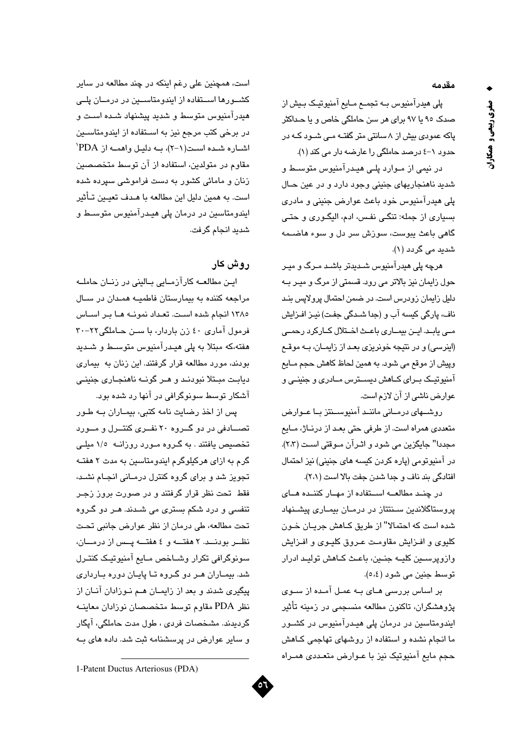## مقدمه

پلی هیدرآمنیوس به تجمع مایع آمنیوتیک بیش از صدک ۹۵ یا ۹۷ برای هر سن حاملگی خاص و یا حداکثر پاکه عمودی بیش از ۸ سانتی متر گفته می شود که در حدود ۱-٤ درصد حاملگی را عارضه دار می کند (۱).

در نیمی از موارد پلی هیدرآمنیوس متوسط و شدید ناهنجاریهای جنینی وجود دارد و در عین حال پلی هیدرآمنیوس خود باعث عوارض جنینی و مادری بسیاری از جمله: تنگی نفس، ادم، الیگوری و حتی گاهی باعث یبوست، سوزش سر دل و سوء هاضمه شدید می گردد (۱).

هرچه پلی هیدرآمنیوس شدیدتر باشد مرگ و میر حول زایمان نیز بالاتر می رود. قسمتی از مرگ و میر به دلیل زایمان زودرس است. در ضمن احتمال پرولاپس بند ناف، پارگی کیسه آب و (جدا شدگی جفت) نیز افزایش می یابد. این بیماری باعث اختلال کارکرد رحمی (اینرسی) و در نتیجه خونریزی بعد از زایمان، به موقع وپیش از موقع می شود. به همین لحاظ کاهش حجم مایع آمنیوتیک برای کاهش دیسترس مادری و جنینی و عوارض ناشی از آن لازم است.

روشهای درمانی مانند آمنیوسنتز با عوارض متعددی همراه است. از طرفی حتی بعد از درناژ، مایع مجددا" جایگزین می شود و اثرآن موقتی است (۲،۳). در آمنیوتومی (پاره کردن کیسه های جنینی) نیز احتمال افتادگی بند ناف و جدا شدن جفت بالا است (۲،۱).

در چند مطالعه استفاده از مهار کننده های پروستاگلاندین سنتتاز در درمان بیماری پیشنهاد شده است که احتمالا" از طریق کاهش جریان خون کلیوی و افزایش مقاومت عروق کلیوی و افزایش وازوپرسین کلیه جنین، باعث کاهش تولید ادرار توسط جنین می شود (٥،٤).

بر اساس بررسی های به عمل آمده از سوی پژوهشگران، تاکنون مطالعه منسجمی در زمینه تأثیر ایندومتاسین در درمان پلی هیدرآمنیوس در کشور ما انجام نشده و استفاده از روشهای تهاجمی کاهش حجم مایع آمنیوتیک نیز با عوارض متعددی همراه است، همچنین علی رغم اینکه در چند مطالعه در سایر کشورها استفاده از ایندومتاسین در درمان پلی هیدرآمنیوس متوسط و شدید پیشنهاد شده است و در برخی کتب مرجع نیز به استفاده از ایندومتاسین اشاره شده است(۱-۲)، به دلیل واهمه از PDA[1] مقاوم در متولدین، استفاده از آن توسط متخصصین زنان و مامائی کشور به دست فراموشی سپرده شده است. به همین دلیل این مطالعه با هدف تعیین تأثیر ایندومتاسین در درمان پلی هیدرآمنیوس متوسط و شدید انجام گرفت.

## روش کار

این مطالعه کارآزمایی بالینی در زنان حامله مراجعه کننده به بیمارستان فاطمیه همدان در سال ۱۳۸٥ انجام شده است. تعداد نمونه ها بر اساس فرمول آماری ٤٠ زن باردار، با سن حاملگی۲۲-۳۰ هفته،که مبتلا به پلی هیدرآمنیوس متوسط و شدید بودند، مورد مطالعه قرار گرفتند. این زنان به بیماری دیابت مبتلا نبودند و هر گونه ناهنجاری جنینی آشکار توسط سونوگرافی در آنها رد شده بود.

پس از اخذ رضایت نامه کتبی، بیماران به طور تصادفی در دو گروه ۲۰ نفری کنترل و مورد تخصیص یافتند . به گروه مورد روزانه ۱/٥ میلی گرم به ازای هرکیلوگرم ایندومتاسین به مدت ۲ هفته تجویز شد و برای گروه کنترل درمانی انجام نشد، فقط تحت نظر قرار گرفتند و در صورت بروز زجر تنفسی و درد شکم بستری می شدند. هر دو گروه تحت مطالعه، طی درمان از نظر عوارض جانبی تحت نظر بودند. ۲ هفته و ٤ هفته پس از درمان، سونوگرافی تکرار وشاخص مایع آمنیوتیک کنترل شد. بیماران هر دو گروه تا پایان دوره بارداری پیگیری شدند و بعد از زایمان هم نوزادان آنان از نظر PDA مقاوم توسط متخصصان نوزادان معاینه گردیدند. مشخصات فردی ، طول مدت حاملگی، آپگار و سایر عوارض در پرسشنامه ثبت شد. داده های به

1-Patent Ductus Arteriosus (PDA)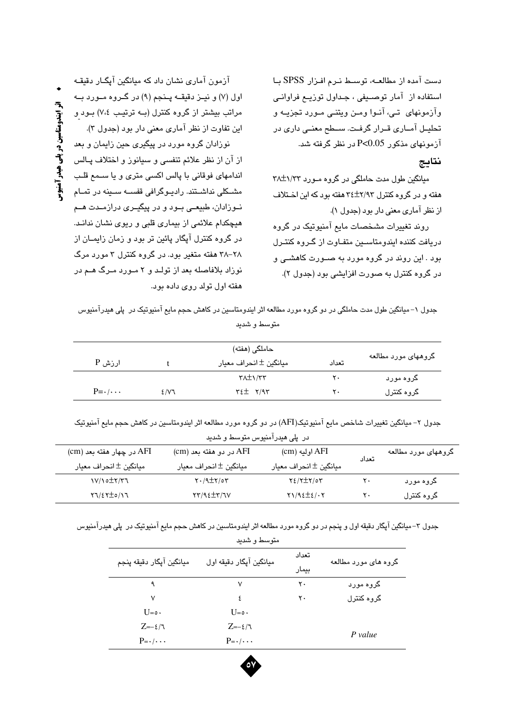دست آمده از مطالعه، توسط نرم افزار SPSS با استفاده از آمار توصیفی ، جداول توزیع فراوانی وآزمونهای تی، آنوا ومن ویتنی مورد تجزیه و تحلیل آماری قرار گرفت. سطح معنی داری در آزمونهای مذکور $P<0.05$ در نظر گرفته شد.

## نتایج

میانگین طول مدت حاملگی در گروه مورد ۱/۳۳±۳۸ هفته و در گروه کنترل ۲/۹۳±۳۴ هفته بود که این اختلاف از نظر آماری معنی دار بود (جدول ۱).

روند تغییرات مشخصات مایع آمنیوتیک در گروه دریافت کننده ایندومتاسین متفاوت از گروه کنترل بود . این روند در گروه مورد به صورت کاهشی و در گروه کنترل به صورت افزایشی بود (جدول ۲).

آزمون آماری نشان داد که میانگین آپگار دقیقه اول (۷) و نیز دقیقه پنجم (۹) در گروه مورد به مراتب بیشتر از گروه کنترل (به ترتیب ۷،٤) بود و این تفاوت از نظر آماری معنی دار بود (جدول ۳).

نوزادان گروه مورد در پیگیری حین زایمان و بعد از آن از نظر علائم تنفسی و سیانوز و اختلاف پالس اندامهای فوقانی با پالس اکسی متری و یا سمع قلب مشکلی نداشتند. رادیوگرافی قفسه سینه در تمام نوزادان، طبیعی بود و در پیگیری درازمدت هم هیچکدام علائمی از بیماری قلبی و ریوی نشان ندادند. در گروه کنترل آپگار پائین تر بود و زمان زایمان از ۲۸–۳۸ هفته متغیر بود. در گروه کنترل ۳ مورد مرگ نوزاد بلافاصله بعد از تولد و ۲ مورد مرگ هم در هفته اول تولد روی داده بود.

جدول ۱- میانگین طول مدت حاملگی در دو گروه مورد مطالعه اثر ایندومتاسین در کاهش حجم مایع آمنیوتیک در پلی هیدرآمنیوس متوسط و شدید

| گروههای مورد مطالعه | تعداد | حاملگی (هفته) میانگین ± انحراف معیار | t | ارزش P |
|---|---|---|---|---|
| گروه مورد | ۲۰ | ۱/۳۳±۳۸ | | |
| گروه کنترل | ۲۰ | ۲/۹۳ ±۳٤ | ٤/۷٦ | P=۰/۰۰۰ |

جدول ۲- میانگین تغییرات شاخص مایع آمنیوتیک(AFI) در دو گروه مورد مطالعه اثر ایندومتاسین در کاهش حجم مایع آمنیوتیک در پلی هیدرآمنیوس متوسط و شدید

| گروههای مورد مطالعه | تعداد | AFI اولیه (cm) میانگین ± انحراف معیار | AFI در دو هفته بعد (cm) میانگین ± انحراف معیار | AFI در چهار هفته بعد (cm) میانگین ± انحراف معیار |
|---|---|---|---|---|
| گروه مورد | ۲۰ | ۲٤/۲±۲/۵۳ | ۲۰/۹±۲/۵۳ | ۱۷/۱۵±۲/۳٦ |
| گروه کنترل | ۲۰ | ۲۱/۹٤±٤/۰۲ | ۲۳/۹٤±۳/٦۷ | ۲٦/٤۲±۵/۱٦ |

جدول ۳- میانگین آپگار دقیقه اول و پنجم در دو گروه مورد مطالعه اثر ایندومتاسین در کاهش حجم مایع آمنیوتیک در پلی هیدرآمنیوس متوسط و شدید

| گروه های مورد مطالعه | تعداد بیمار | میانگین آپگار دقیقه اول | میانگین آپگار دقیقه پنجم |
|---|---|---|---|
| گروه مورد | ۲۰ | ۷ | ۹ |
| گروه کنترل | ۲۰ | ٤ | ۷ |
| *P value* | | U=۵۰ | U=۵۰ |
| | | Z=-٤/٦ | Z=-٤/٦ |
| | | P=۰/۰۰۰ | P=۰/۰۰۰ |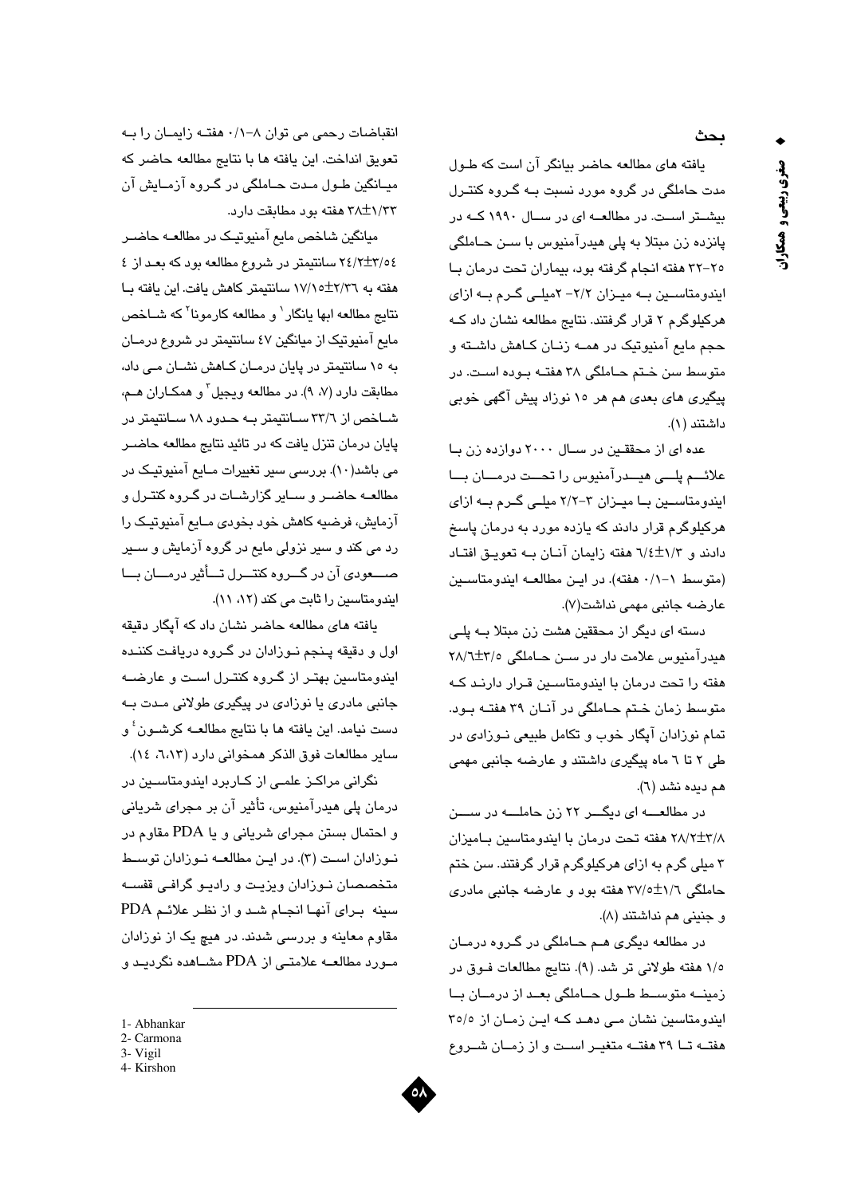## بحث

یافته های مطالعه حاضر بیانگر آن است که طول مدت حاملگی در گروه مورد نسبت بـه گـروه کنتـرل بیشـتر اسـت. در مطالعـه ای در سـال ۱۹۹۰ کـه در پانزده زن مبتلا به پلی هیدرآمنیوس با سـن حـاملگی ۲۵-۳۲ هفته انجام گرفته بود، بیماران تحت درمان بـا ایندومتاسـین بـه میـزان ۲/۲- ۲میلـی گـرم بـه ازای هرکیلوگرم ۲ قرار گرفتند. نتایج مطالعه نشان داد کـه حجم مایع آمنیوتیک در همـه زنـان کـاهش داشـته و متوسط سن خـتم حـاملگی ۳۸ هفتـه بـوده اسـت. در پیگیری های بعدی هم هر ۱۵ نوزاد پیش آگهی خوبی داشتند (۱).

عده ای از محققـین در سـال ۲۰۰۰ دوازده زن بـا علائـم پلـی هیـدرآمنیوس را تحـت درمـان بـا ایندومتاسـین بـا میـزان ۳-۲/۲ میلـی گـرم بـه ازای هرکیلوگرم قرار دادند که یازده مورد به درمان پاسخ دادند و ۱/۳±۶/۴ هفته زایمان آنـان بـه تعویـق افتـاد (متوسط ۱-۰/۱ هفته). در ایـن مطالعـه ایندومتاسـین عارضه جانبی مهمی نداشت(۷).

دسته ای دیگر از محققین هشت زن مبتلا بـه پلـی هیدرآمنیوس علامت دار در سـن حـاملگی ۳/۵±۲۸/۶ هفته را تحت درمان با ایندومتاسـین قـرار دارنـد کـه متوسط زمان خـتم حـاملگی در آنـان ۳۹ هفتـه بـود. تمام نوزادان آپگار خوب و تکامل طبیعی نـوزادی در طی ۲ تا ٦ ماه پیگیری داشتند و عارضه جانبی مهمی هم دیده نشد (٦).

در مطالعـــه ای دیگـــر ۲۲ زن حاملـــه در ســـن ۳/۸±۲۸/۲ هفته تحت درمان با ایندومتاسین بـامیزان ۳ میلی گرم به ازای هرکیلوگرم قرار گرفتند. سن ختم حاملگی ۱/۶±۳۷/۵ هفته بود و عارضه جانبی مادری و جنینی هم نداشتند (۸).

در مطالعه دیگری هـم حـاملگی در گـروه درمـان ۱/۵ هفته طولانی تر شد. (۹). نتایج مطالعات فـوق در زمینـه متوسـط طـول حـاملگی بعـد از درمـان بـا ایندومتاسین نشان مـی دهـد کـه ایـن زمـان از ۳۵/۵ هفتـه تـا ۳۹ هفتـه متغیـر اسـت و از زمـان شـروع انقباضات رحمی می توان ۸-۰/۱ هفتـه زایمـان را بـه تعویق انداخت. این یافته ها با نتایج مطالعه حاضر که میـانگین طـول مـدت حـاملگی در گـروه آزمـایش آن ۱/۳۳±۳۸ هفته بود مطابقت دارد.

میانگین شاخص مایع آمنیوتیـک در مطالعـه حاضـر ۳/۵٤±۲٤/۲ سانتیمتر در شروع مطالعه بود که بعـد از ٤ هفته به ۲/۳٦±۱۷/۱۵ سانتیمتر کاهش یافت. این یافته بـا نتایج مطالعه ابها یانگار[1] و مطالعه کارمونا[2] که شـاخص مایع آمنیوتیک از میانگین ٤۷ سانتیمتر در شروع درمـان به ۱۵ سانتیمتر در پایان درمـان کـاهش نشـان مـی داد، مطابقت دارد (۷، ۹). در مطالعه ویجیل[3] و همکـاران هـم، شـاخص از ۳۳/٦ سـانتیمتر بـه حـدود ۱۸ سـانتیمتر در پایان درمان تنزل یافت که در تائید نتایج مطالعه حاضـر می باشد(۱۰). بررسی سیر تغییرات مـایع آمنیوتیـک در مطالعـه حاضـر و سـایر گزارشـات در گـروه کنتـرل و آزمایش، فرضیه کاهش خود بخودی مـایع آمنیوتیـک را رد می کند و سیر نزولی مایع در گروه آزمایش و سـیر صـــعودی آن در گـــروه کنتـــرل تـــأثیر درمـــان بـــا ایندومتاسین را ثابت می کند (۱۲، ۱۱).

یافته های مطالعه حاضر نشان داد که آپگار دقیقه اول و دقیقه پـنجم نـوزادان در گـروه دریافـت کننـده ایندومتاسین بهتـر از گـروه کنتـرل اسـت و عارضـه جانبی مادری یا نوزادی در پیگیری طولانی مـدت بـه دست نیامد. این یافته ها با نتایج مطالعـه کرشـون[4] و سایر مطالعات فوق الذکر همخوانی دارد (٦،۱۳، ۱٤).

نگرانی مراکـز علمـی از کـاربرد ایندومتاسـین در درمان پلی هیدرآمنیوس، تأثیر آن بر مجرای شریانی و احتمال بستن مجرای شریانی و یا PDA مقاوم در نـوزادان اسـت (۳). در ایـن مطالعـه نـوزادان توسـط متخصصـان نـوزادان ویزیـت و رادیـو گرافـی قفسـه سینه بـرای آنهـا انجـام شـد و از نظـر علائـم PDA مقاوم معاینه و بررسی شدند. در هیچ یک از نوزادان مـورد مطالعـه علامتـی از PDA مشـاهده نگردیـد و

1- Abhankar
2- Carmona
3- Vigil
4- Kirshon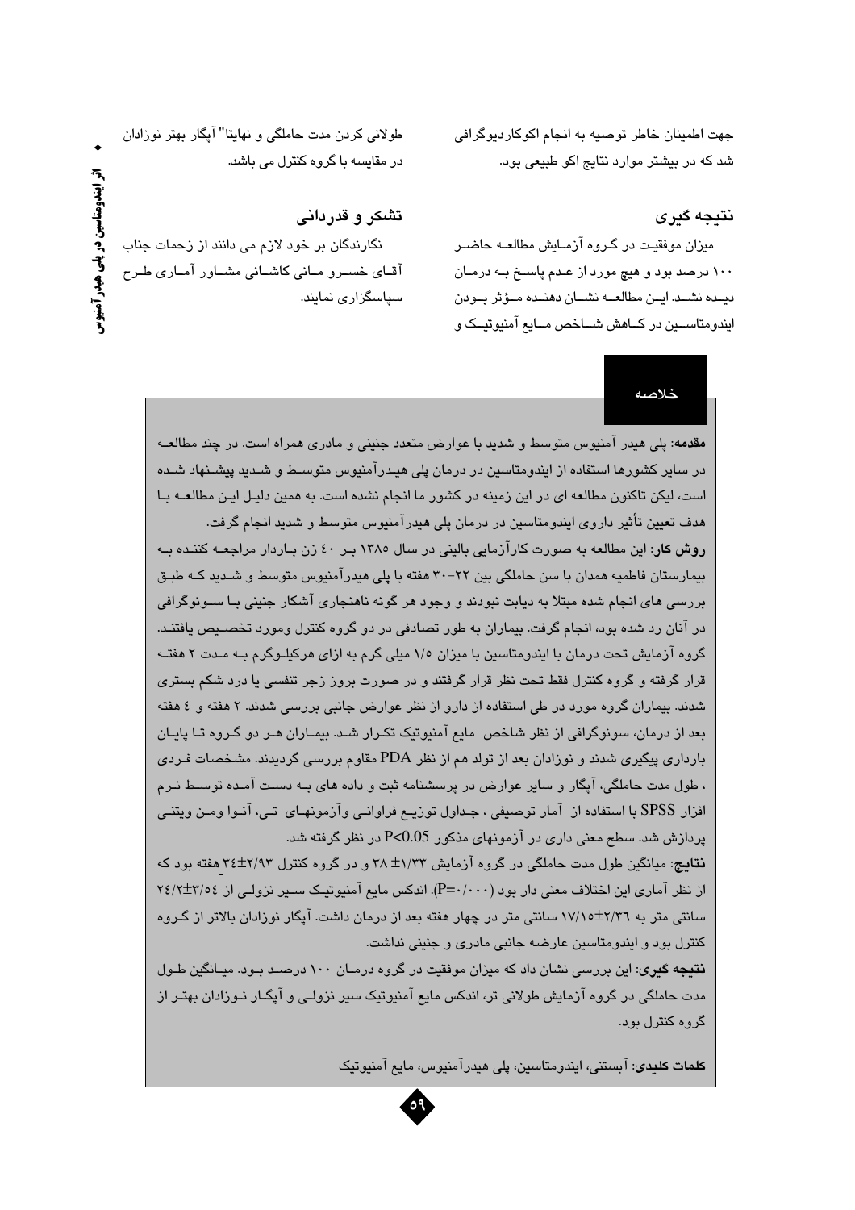جهت اطمینان خاطر توصیه به انجام اکوکاردیوگرافی شد که در بیشتر موارد نتایج اکو طبیعی بود.

## نتیجه گیری

میزان موفقیت در گروه آزمایش مطالعه حاضر ۱۰۰ درصد بود و هیچ مورد از عدم پاسخ به درمان دیده نشد. این مطالعه نشان دهنده مؤثر بودن ایندومتاسین در کاهش شاخص مایع آمنیوتیک و طولانی کردن مدت حاملگی و نهایتا" آپگار بهتر نوزادان در مقایسه با گروه کنترل می باشد.

## تشکر و قدردانی

نگارندگان بر خود لازم می دانند از زحمات جناب آقای خسرو مانی کاشانی مشاور آماری طرح سپاسگزاری نمایند.

## خلاصه

**مقدمه**: پلی هیدر آمنیوس متوسط و شدید با عوارض متعدد جنینی و مادری همراه است. در چند مطالعه در سایر کشورها استفاده از ایندومتاسین در درمان پلی هیدرآمنیوس متوسط و شدید پیشنهاد شده است، لیکن تاکنون مطالعه ای در این زمینه در کشور ما انجام نشده است. به همین دلیل این مطالعه با هدف تعیین تأثیر داروی ایندومتاسین در درمان پلی هیدرآمنیوس متوسط و شدید انجام گرفت.

**روش کار**: این مطالعه به صورت کارآزمایی بالینی در سال ۱۳۸۵ بر ٤٠ زن باردار مراجعه کننده به بیمارستان فاطمیه همدان با سن حاملگی بین ۲۲-۳۰ هفته با پلی هیدرآمنیوس متوسط و شدید که طبق بررسی های انجام شده مبتلا به دیابت نبودند و وجود هر گونه ناهنجاری آشکار جنینی با سونوگرافی در آنان رد شده بود، انجام گرفت. بیماران به طور تصادفی در دو گروه کنترل ومورد تخصیص یافتند. گروه آزمایش تحت درمان با ایندومتاسین با میزان ۱/۵ میلی گرم به ازای هرکیلوگرم به مدت ۲ هفته قرار گرفته و گروه کنترل فقط تحت نظر قرار گرفتند و در صورت بروز زجر تنفسی یا درد شکم بستری شدند. بیماران گروه مورد در طی استفاده از دارو از نظر عوارض جانبی بررسی شدند. ۲ هفته و ٤ هفته بعد از درمان، سونوگرافی از نظر شاخص مایع آمنیوتیک تکرار شد. بیماران هر دو گروه تا پایان بارداری پیگیری شدند و نوزادان بعد از تولد هم از نظر PDA مقاوم بررسی گردیدند. مشخصات فردی ، طول مدت حاملگی، آپگار و سایر عوارض در پرسشنامه ثبت و داده های به دست آمده توسط نرم افزار SPSS با استفاده از آمار توصیفی ، جداول توزیع فراوانی وآزمونهای تی، آنوا ومن ویتنی پردازش شد. سطح معنی داری در آزمونهای مذکور $P<0.05$ در نظر گرفته شد.

**نتایج**: میانگین طول مدت حاملگی در گروه آزمایش ۱/۳۳± ۳۸ و در گروه کنترل ۲/۹۳±۳٤ هفته بود که از نظر آماری این اختلاف معنی دار بود (P=۰/۰۰۰). اندکس مایع آمنیوتیک سیر نزولی از ۳/٥٤±۲٤/۲ سانتی متر به ۲/۳٦±۱۷/۱٥ سانتی متر در چهار هفته بعد از درمان داشت. آپگار نوزادان بالاتر از گروه کنترل بود و ایندومتاسین عارضه جانبی مادری و جنینی نداشت.

**نتیجه گیری**: این بررسی نشان داد که میزان موفقیت در گروه درمان ۱۰۰ درصد بود. میانگین طول مدت حاملگی در گروه آزمایش طولانی تر، اندکس مایع آمنیوتیک سیر نزولی و آپگار نوزادان بهتر از گروه کنترل بود.

**کلمات کلیدی**: آبستنی، ایندومتاسین، پلی هیدرآمنیوس، مایع آمنیوتیک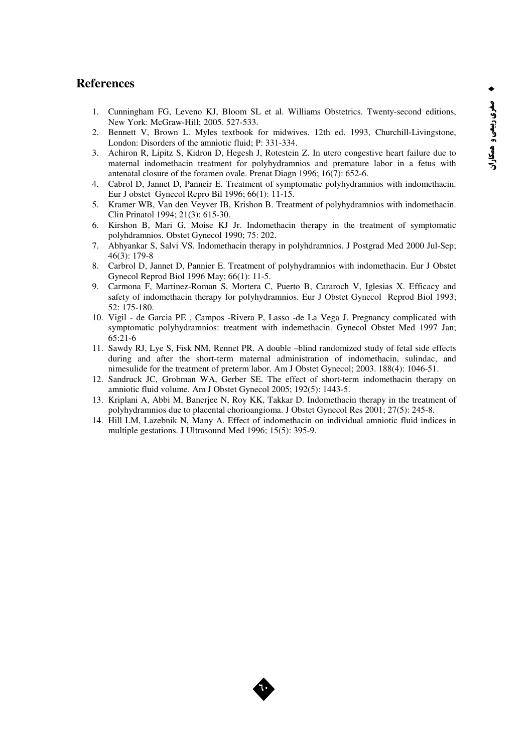## References

1. Cunningham FG, Leveno KJ, Bloom SL et al. Williams Obstetrics. Twenty-second editions, New York: McGraw-Hill; 2005. 527-533.
2. Bennett V, Brown L. Myles textbook for midwives. 12th ed. 1993, Churchill-Livingstone, London: Disorders of the amniotic fluid; P: 331-334.
3. Achiron R, Lipitz S, Kidron D, Hegesh J, Rotestein Z. In utero congestive heart failure due to maternal indomethacin treatment for polyhydramnios and premature labor in a fetus with antenatal closure of the foramen ovale. Prenat Diagn 1996; 16(7): 652-6.
4. Cabrol D, Jannet D, Panneir E. Treatment of symptomatic polyhydramnios with indomethacin. Eur J obstet Gynecol Repro Bil 1996; 66(1): 11-15.
5. Kramer WB, Van den Veyver IB, Krishon B. Treatment of polyhydramnios with indomethacin. Clin Prinatol 1994; 21(3): 615-30.
6. Kirshon B, Mari G, Moise KJ Jr. Indomethacin therapy in the treatment of symptomatic polyhdramnios. Obstet Gynecol 1990; 75: 202.
7. Abhyankar S, Salvi VS. Indomethacin therapy in polyhdramnios. J Postgrad Med 2000 Jul-Sep; 46(3): 179-8
8. Carbrol D, Jannet D, Pannier E. Treatment of polyhydramnios with indomethacin. Eur J Obstet Gynecol Reprod Biol 1996 May; 66(1): 11-5.
9. Carmona F, Martinez-Roman S, Mortera C, Puerto B, Cararoch V, Iglesias X. Efficacy and safety of indomethacin therapy for polyhydramnios. Eur J Obstet Gynecol Reprod Biol 1993; 52: 175-180.
10. Vigil - de Garcia PE , Campos -Rivera P, Lasso -de La Vega J. Pregnancy complicated with symptomatic polyhydramnios: treatment with indemethacin. Gynecol Obstet Med 1997 Jan; 65:21-6
11. Sawdy RJ, Lye S, Fisk NM, Rennet PR. A double –blind randomized study of fetal side effects during and after the short-term maternal administration of indomethacin, sulindac, and nimesulide for the treatment of preterm labor. Am J Obstet Gynecol; 2003. 188(4): 1046-51.
12. Sandruck JC, Grobman WA, Gerber SE. The effect of short-term indomethacin therapy on amniotic fluid volume. Am J Obstet Gynecol 2005; 192(5): 1443-5.
13. Kriplani A, Abbi M, Banerjee N, Roy KK, Takkar D. Indomethacin therapy in the treatment of polyhydramnios due to placental chorioangioma. J Obstet Gynecol Res 2001; 27(5): 245-8.
14. Hill LM, Lazebnik N, Many A. Effect of indomethacin on individual amniotic fluid indices in multiple gestations. J Ultrasound Med 1996; 15(5): 395-9.